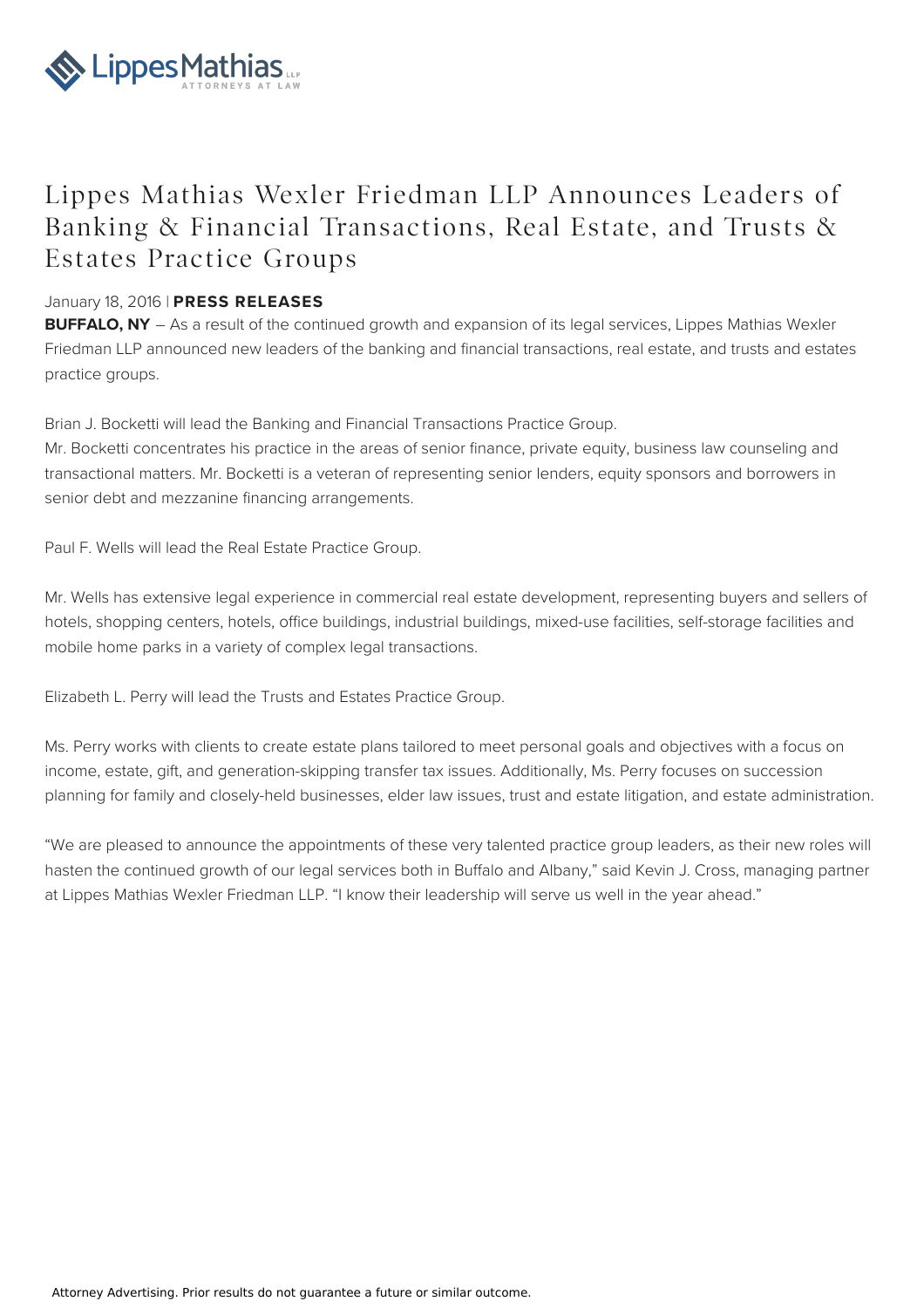# Lippes Mathias Wexler Friedman LLP Announces Leaders of Banking & Financial Transactions, Real Estate, and Trusts & Estates Practice Groups

January 18, 2016 | **PRESS RELEASES**

**BUFFALO, NY** – As a result of the continued growth and expansion of its legal services, Lippes Mathias Wexler Friedman LLP announced new leaders of the banking and financial transactions, real estate, and trusts and estates practice groups.

Brian J. Bocketti will lead the Banking and Financial Transactions Practice Group.
Mr. Bocketti concentrates his practice in the areas of senior finance, private equity, business law counseling and transactional matters. Mr. Bocketti is a veteran of representing senior lenders, equity sponsors and borrowers in senior debt and mezzanine financing arrangements.

Paul F. Wells will lead the Real Estate Practice Group.

Mr. Wells has extensive legal experience in commercial real estate development, representing buyers and sellers of hotels, shopping centers, hotels, office buildings, industrial buildings, mixed-use facilities, self-storage facilities and mobile home parks in a variety of complex legal transactions.

Elizabeth L. Perry will lead the Trusts and Estates Practice Group.

Ms. Perry works with clients to create estate plans tailored to meet personal goals and objectives with a focus on income, estate, gift, and generation-skipping transfer tax issues. Additionally, Ms. Perry focuses on succession planning for family and closely-held businesses, elder law issues, trust and estate litigation, and estate administration.

"We are pleased to announce the appointments of these very talented practice group leaders, as their new roles will hasten the continued growth of our legal services both in Buffalo and Albany," said Kevin J. Cross, managing partner at Lippes Mathias Wexler Friedman LLP. "I know their leadership will serve us well in the year ahead."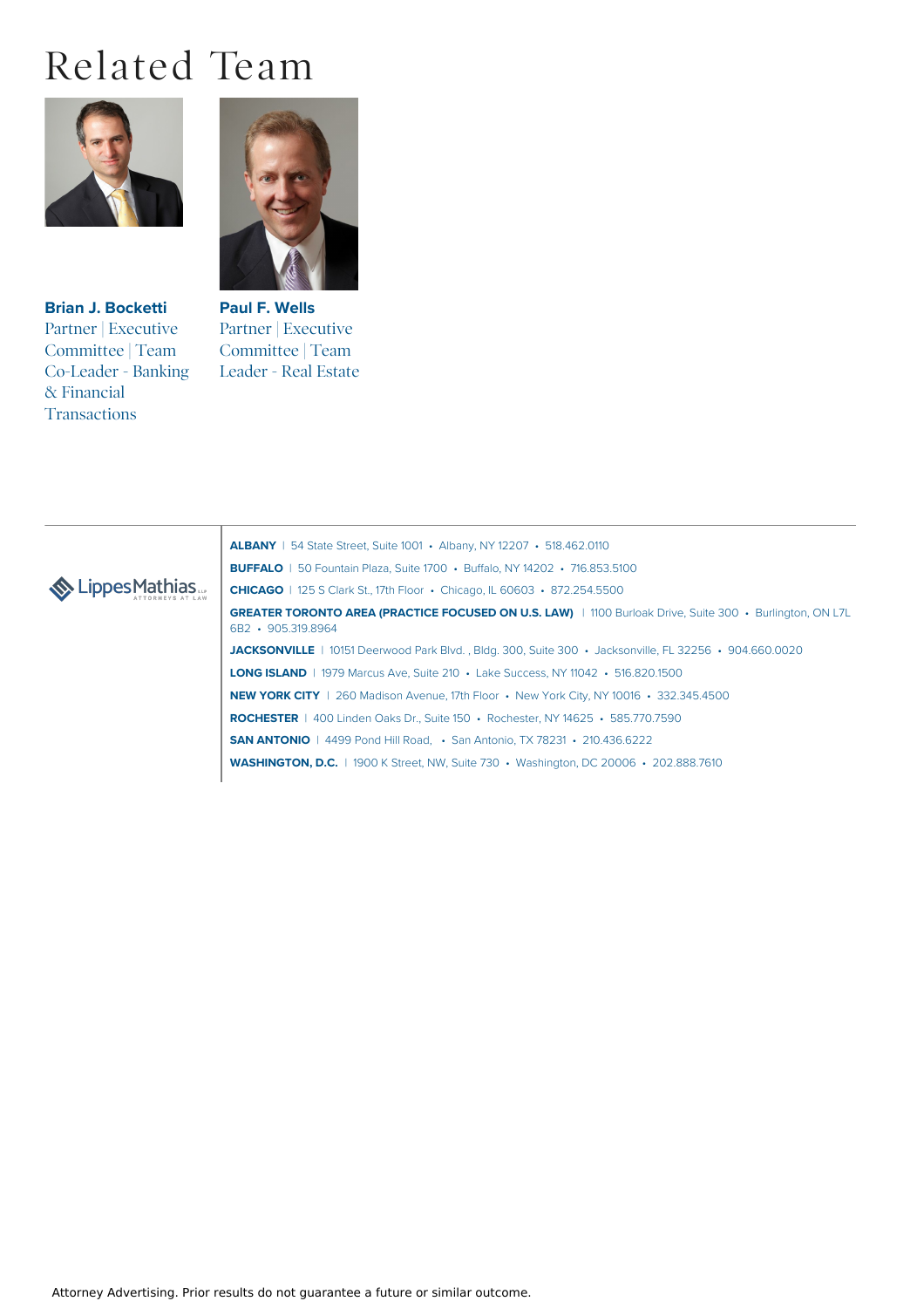# Related Team

**Brian J. Bocketti**
Partner | Executive Committee | Team Co-Leader - Banking & Financial Transactions

**Paul F. Wells**
Partner | Executive Committee | Team Leader - Real Estate

LippesMathias LLP ATTORNEYS AT LAW

**ALBANY** | 54 State Street, Suite 1001 • Albany, NY 12207 • 518.462.0110

**BUFFALO** | 50 Fountain Plaza, Suite 1700 • Buffalo, NY 14202 • 716.853.5100

**CHICAGO** | 125 S Clark St., 17th Floor • Chicago, IL 60603 • 872.254.5500

**GREATER TORONTO AREA (PRACTICE FOCUSED ON U.S. LAW)** | 1100 Burloak Drive, Suite 300 • Burlington, ON L7L 6B2 • 905.319.8964

**JACKSONVILLE** | 10151 Deerwood Park Blvd. , Bldg. 300, Suite 300 • Jacksonville, FL 32256 • 904.660.0020

**LONG ISLAND** | 1979 Marcus Ave, Suite 210 • Lake Success, NY 11042 • 516.820.1500

**NEW YORK CITY** | 260 Madison Avenue, 17th Floor • New York City, NY 10016 • 332.345.4500

**ROCHESTER** | 400 Linden Oaks Dr., Suite 150 • Rochester, NY 14625 • 585.770.7590

**SAN ANTONIO** | 4499 Pond Hill Road, • San Antonio, TX 78231 • 210.436.6222

**WASHINGTON, D.C.** | 1900 K Street, NW, Suite 730 • Washington, DC 20006 • 202.888.7610

Attorney Advertising. Prior results do not guarantee a future or similar outcome.